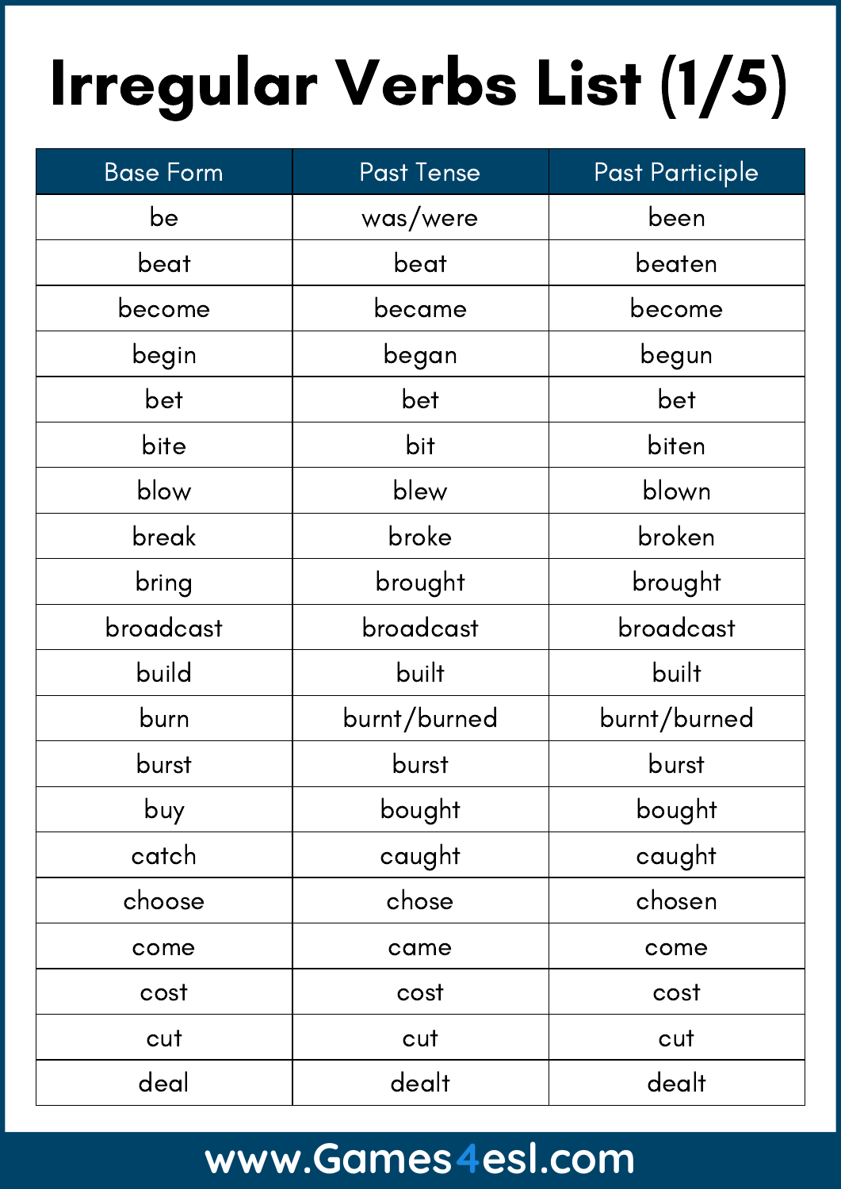# Irregular Verbs List (1/5)

| Base Form | Past Tense | Past Participle |
| --- | --- | --- |
| be | was/were | been |
| beat | beat | beaten |
| become | became | become |
| begin | began | begun |
| bet | bet | bet |
| bite | bit | biten |
| blow | blew | blown |
| break | broke | broken |
| bring | brought | brought |
| broadcast | broadcast | broadcast |
| build | built | built |
| burn | burnt/burned | burnt/burned |
| burst | burst | burst |
| buy | bought | bought |
| catch | caught | caught |
| choose | chose | chosen |
| come | came | come |
| cost | cost | cost |
| cut | cut | cut |
| deal | dealt | dealt |

www.Games4esl.com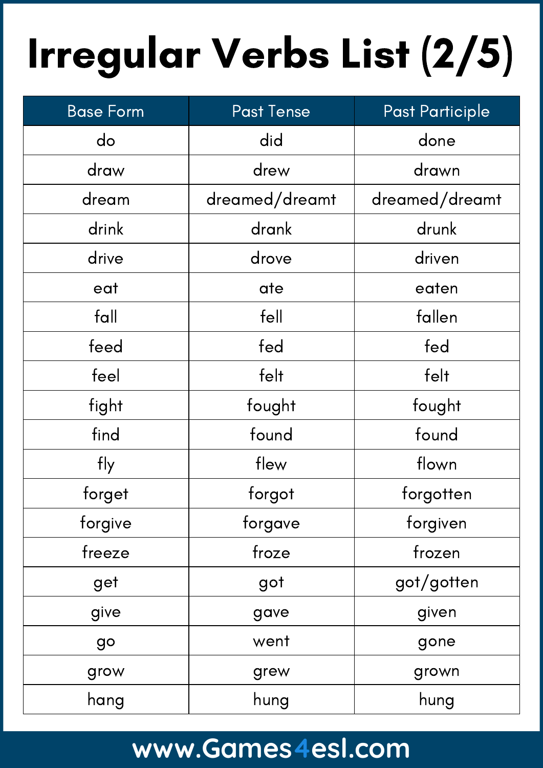# Irregular Verbs List (2/5)

| Base Form | Past Tense | Past Participle |
|---|---|---|
| do | did | done |
| draw | drew | drawn |
| dream | dreamed/dreamt | dreamed/dreamt |
| drink | drank | drunk |
| drive | drove | driven |
| eat | ate | eaten |
| fall | fell | fallen |
| feed | fed | fed |
| feel | felt | felt |
| fight | fought | fought |
| find | found | found |
| fly | flew | flown |
| forget | forgot | forgotten |
| forgive | forgave | forgiven |
| freeze | froze | frozen |
| get | got | got/gotten |
| give | gave | given |
| go | went | gone |
| grow | grew | grown |
| hang | hung | hung |

www.Games4esl.com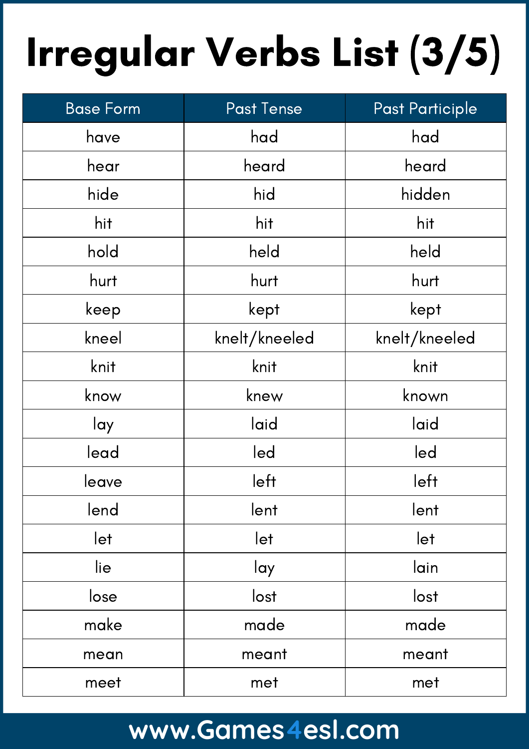# Irregular Verbs List (3/5)

| Base Form | Past Tense | Past Participle |
| --- | --- | --- |
| have | had | had |
| hear | heard | heard |
| hide | hid | hidden |
| hit | hit | hit |
| hold | held | held |
| hurt | hurt | hurt |
| keep | kept | kept |
| kneel | knelt/kneeled | knelt/kneeled |
| knit | knit | knit |
| know | knew | known |
| lay | laid | laid |
| lead | led | led |
| leave | left | left |
| lend | lent | lent |
| let | let | let |
| lie | lay | lain |
| lose | lost | lost |
| make | made | made |
| mean | meant | meant |
| meet | met | met |

www.Games4esl.com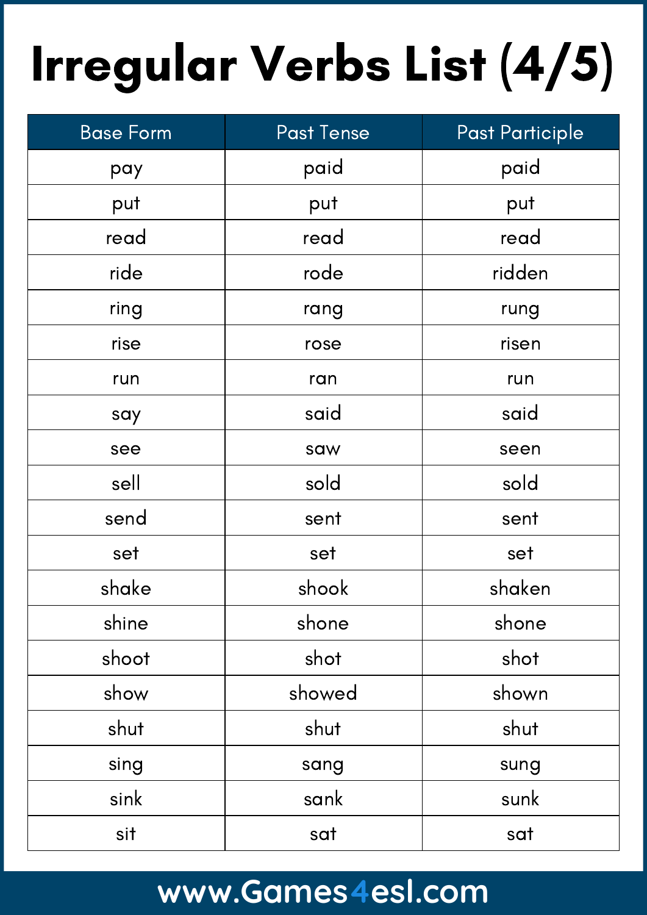# Irregular Verbs List (4/5)

| Base Form | Past Tense | Past Participle |
| --- | --- | --- |
| pay | paid | paid |
| put | put | put |
| read | read | read |
| ride | rode | ridden |
| ring | rang | rung |
| rise | rose | risen |
| run | ran | run |
| say | said | said |
| see | saw | seen |
| sell | sold | sold |
| send | sent | sent |
| set | set | set |
| shake | shook | shaken |
| shine | shone | shone |
| shoot | shot | shot |
| show | showed | shown |
| shut | shut | shut |
| sing | sang | sung |
| sink | sank | sunk |
| sit | sat | sat |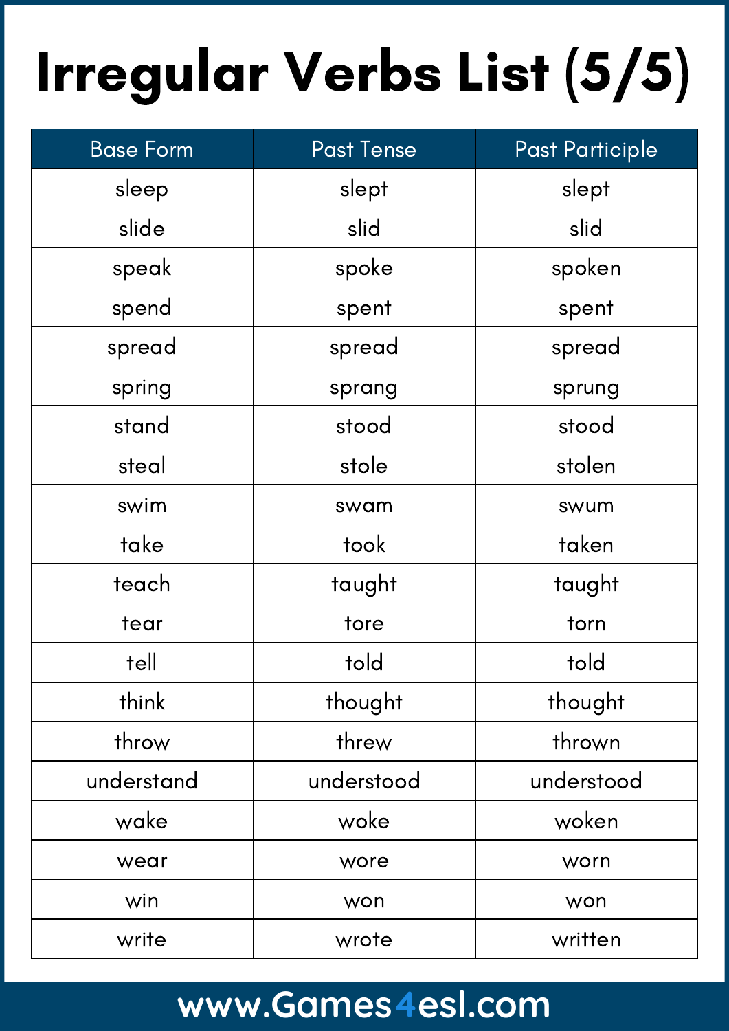# Irregular Verbs List (5/5)

| Base Form | Past Tense | Past Participle |
|---|---|---|
| sleep | slept | slept |
| slide | slid | slid |
| speak | spoke | spoken |
| spend | spent | spent |
| spread | spread | spread |
| spring | sprang | sprung |
| stand | stood | stood |
| steal | stole | stolen |
| swim | swam | swum |
| take | took | taken |
| teach | taught | taught |
| tear | tore | torn |
| tell | told | told |
| think | thought | thought |
| throw | threw | thrown |
| understand | understood | understood |
| wake | woke | woken |
| wear | wore | worn |
| win | won | won |
| write | wrote | written |

www.Games4esl.com